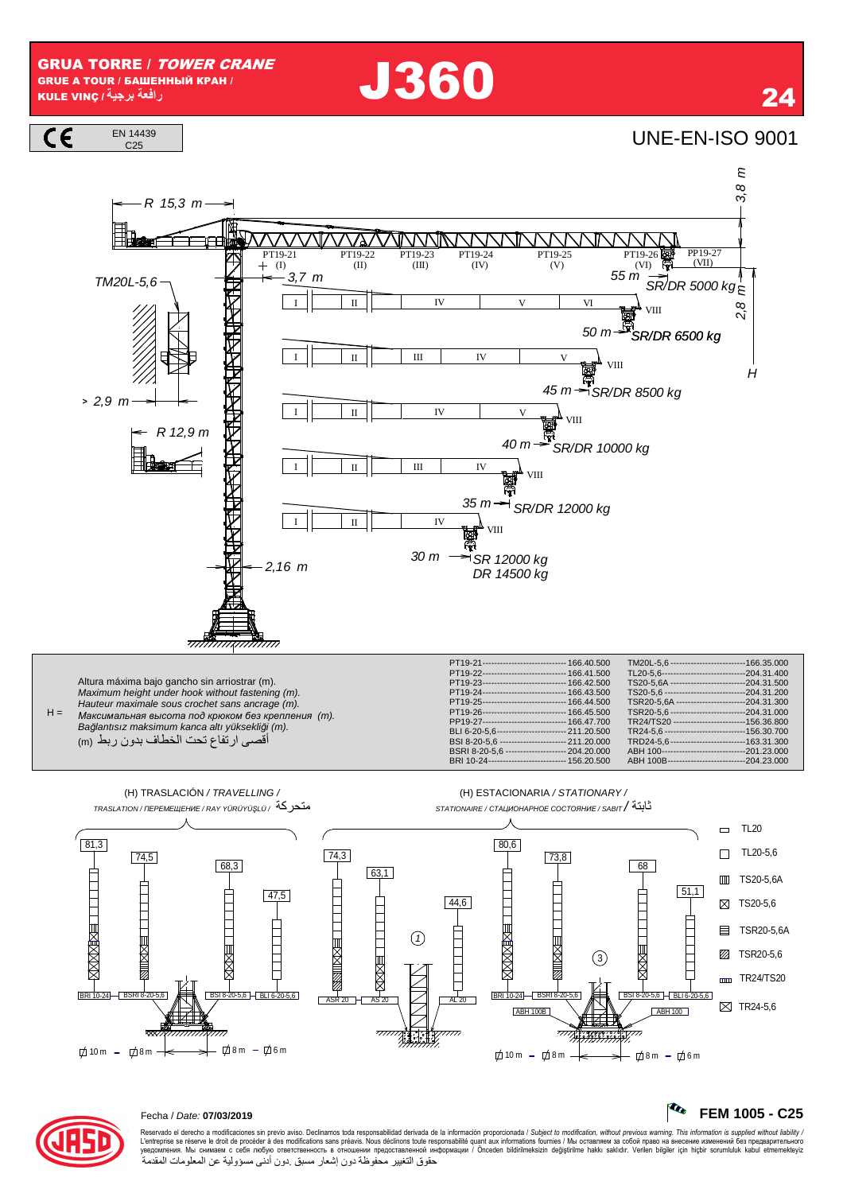# GRUA TORRE / *TOWER CRANE*

GRUE A TOUR / БАШЕННЫЙ КРАН /
KULE VINÇ / رافعة برجية

# J360

24

CE EN 14439 C25

UNE-EN-ISO 9001

R 15,3 m

3,8 m

TM20L-5,6

PT19-21 (I) | PT19-22 (II) | PT19-23 (III) | PT19-24 (IV) | PT19-25 (V) | PT19-26 (VI) | PP19-27 (VII)

3,7 m

55 m — SR/DR 5000 kg — I, II, IV, V, VI, VIII

2,8 m

50 m — SR/DR 6500 kg — I, II, III, IV, V, VIII

H

45 m — SR/DR 8500 kg — I, II, IV, V, VIII

> 2,9 m

R 12,9 m

40 m — SR/DR 10000 kg — I, II, III, IV, VIII

35 m — SR/DR 12000 kg — I, II, IV, VIII

30 m — SR 12000 kg, DR 14500 kg — VIII

2,16 m

H = Altura máxima bajo gancho sin arriostrar (m).
*Maximum height under hook without fastening (m).*
*Hauteur maximale sous crochet sans ancrage (m).*
*Максимальная высота под крюком без крепления (m).*
*Bağlantısız maksimum kanca altı yüksekliği (m).*
أقصى ارتفاع تحت الخطاف بدون ربط (m)

| | | | |
|---|---|---|---|
| PT19-21 | 166.40.500 | TM20L-5,6 | 166.35.000 |
| PT19-22 | 166.41.500 | TL20-5,6 | 204.31.400 |
| PT19-23 | 166.42.500 | TS20-5,6A | 204.31.500 |
| PT19-24 | 166.43.500 | TS20-5,6 | 204.31.200 |
| PT19-25 | 166.44.500 | TSR20-5,6A | 204.31.300 |
| PT19-26 | 166.45.500 | TSR20-5,6 | 204.31.000 |
| PP19-27 | 166.47.700 | TR24/TS20 | 156.36.800 |
| BLI 6-20-5,6 | 211.20.500 | TR24-5,6 | 156.30.700 |
| BSI 8-20-5,6 | 211.20.000 | TRD24-5,6 | 163.31.300 |
| BSRI 8-20-5,6 | 204.20.000 | ABH 100 | 201.23.000 |
| BRI 10-24 | 156.20.500 | ABH 100B | 204.23.000 |

(H) TRASLACIÓN / *TRAVELLING* / *TRASLATION / ПЕРЕМЕЩЕНИЕ / RAY YÜRÜYÜŞLÜ* / متحركة

| H (m) | 81,3 | 74,5 | 68,3 | 47,5 |
|---|---|---|---|---|
| Base | BRI 10-24 | BSRI 8-20-5,6 | BSI 8-20-5,6 | BLI 6-20-5,6 |
| Vía | 10 m | 8 m | 8 m | 6 m |

(H) ESTACIONARIA / *STATIONARY* / *STATIONAIRE / СТАЦИОНАРНОЕ СОСТОЯНИЕ / SABIT* / ثابتة

| H (m) | 74,3 | 63,1 | 44,6 | 80,6 | 73,8 | 68 | 51,1 |
|---|---|---|---|---|---|---|---|
| Base | ASIR 20 | AS 20 | AL 20 | BRI 10-24 / ABH 100B | BSRI 8-20-5,6 / ABH 100B | BSI 8-20-5,6 / ABH 100 | BLI 6-20-5,6 / ABH 100 |
| | | (1) | | 10 m | 8 m | 8 m (3) | 6 m |

Leyenda: TL20 · TL20-5,6 · TS20-5,6A · TS20-5,6 · TSR20-5,6A · TSR20-5,6 · TR24/TS20 · TR24-5,6

Fecha / *Date:* **07/03/2019**

**FEM 1005 - C25**

Reservado el derecho a modificaciones sin previo aviso. Declinamos toda responsabilidad derivada de la información proporcionada / *Subject to modification, without previous warning. This information is supplied without liability /* L'entreprise se réserve le droit de procéder à des modifications sans préavis. Nous déclinons toute responsabilité quant aux informations fournies / Мы оставляем за собой право на внесение изменений без предварительного уведомления. Мы снимаем с себя любую ответственность в отношении предоставленной информации / Önceden bildirilmeksizin değiştirilme hakkı saklıdır. Verilen bilgiler için hiçbir sorumluluk kabul etmemekteyiz
حقوق التغيير محفوظة دون إشعار مسبق .دون أدنى مسؤولية عن المعلومات المقدمة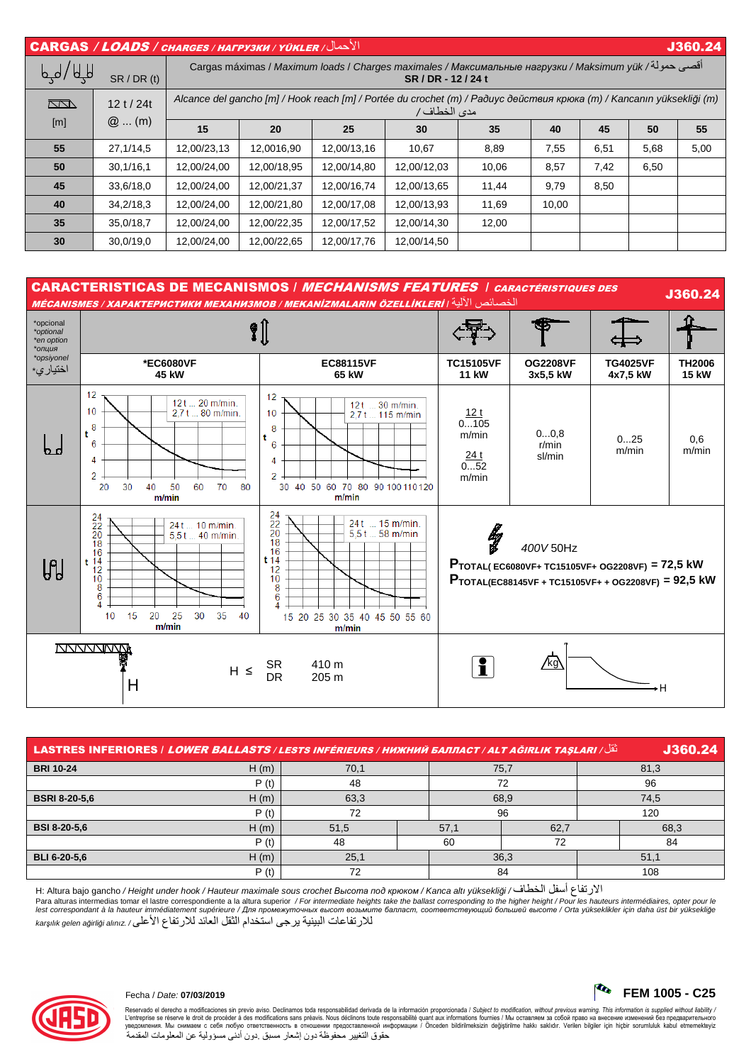## CARGAS / *LOADS* / *CHARGES / НАГРУЗКИ / YÜKLER* / الأحمال — J360.24

| SR / DR (t) | | Cargas máximas / *Maximum loads* / *Charges maximales* / *Максимальные нагрузки* / *Maksimum yük* / أقصى حمولة — **SR / DR - 12 / 24 t** | | | | | | | | |
|---|---|---|---|---|---|---|---|---|---|---|
| [m] | 12 t / 24t @ ... (m) | Alcance del gancho [m] / *Hook reach [m]* / *Portée du crochet (m)* / *Радиус действия крюка (m)* / *Kancanın yüksekliği (m)* / مدى الخطاف | | | | | | | | |
| | | **15** | **20** | **25** | **30** | **35** | **40** | **45** | **50** | **55** |
| **55** | 27,1/14,5 | 12,00/23,13 | 12,0016,90 | 12,00/13,16 | 10,67 | 8,89 | 7,55 | 6,51 | 5,68 | 5,00 |
| **50** | 30,1/16,1 | 12,00/24,00 | 12,00/18,95 | 12,00/14,80 | 12,00/12,03 | 10,06 | 8,57 | 7,42 | 6,50 | |
| **45** | 33,6/18,0 | 12,00/24,00 | 12,00/21,37 | 12,00/16,74 | 12,00/13,65 | 11,44 | 9,79 | 8,50 | | |
| **40** | 34,2/18,3 | 12,00/24,00 | 12,00/21,80 | 12,00/17,08 | 12,00/13,93 | 11,69 | 10,00 | | | |
| **35** | 35,0/18,7 | 12,00/24,00 | 12,00/22,35 | 12,00/17,52 | 12,00/14,30 | 12,00 | | | | |
| **30** | 30,0/19,0 | 12,00/24,00 | 12,00/22,65 | 12,00/17,76 | 12,00/14,50 | | | | | |

## CARACTERISTICAS DE MECANISMOS / *MECHANISMS FEATURES* / *CARACTÉRISTIQUES DES MÉCANISMES / ХАРАКТЕРИСТИКИ МЕХАНИЗМОВ / MEKANİZMALARIN ÖZELLİKLERİ* / الخصائص الآلية — J360.24

*opcional *optional *en option *опция *opsiyonel *اختياري

| | *EC6080VF 45 kW | EC88115VF 65 kW | TC15105VF 11 kW | OG2208VF 3x5,5 kW | TG4025VF 4x7,5 kW | TH2006 15 kW |
|---|---|---|---|---|---|---|
| SR | 12 t ... 20 m/min. 2,7 t ... 80 m/min. | 12 t ... 30 m/min. 2,7 t ... 115 m/min | 12 t 0...105 m/min 24 t 0...52 m/min | 0...0,8 r/min sl/min | 0...25 m/min | 0,6 m/min |
| DR | 24 t ... 10 m/min 5,5 t ... 40 m/min | 24 t ... 15 m/min. 5,5 t ... 58 m/min | | | | |

400V 50Hz

$P_{TOTAL(EC6080VF+TC15105VF+OG2208VF)}$ = 72,5 kW

$P_{TOTAL(EC88145VF+TC15105VF++OG2208VF)}$ = 92,5 kW

H ≤ SR 410 m; DR 205 m

## LASTRES INFERIORES / *LOWER BALLASTS* / *LESTS INFÉRIEURS / НИЖНИЙ БАЛЛАСТ / ALT AĞIRLIK TAŞLARI* / ثقل — J360.24

| | | | | | |
|---|---|---|---|---|---|
| **BRI 10-24** H (m) | 70,1 | | 75,7 | | 81,3 |
| P (t) | 48 | | 72 | | 96 |
| **BSRI 8-20-5,6** H (m) | 63,3 | | 68,9 | | 74,5 |
| P (t) | 72 | | 96 | | 120 |
| **BSI 8-20-5,6** H (m) | 51,5 | 57,1 | | 62,7 | 68,3 |
| P (t) | 48 | 60 | | 72 | 84 |
| **BLI 6-20-5,6** H (m) | 25,1 | | 36,3 | | 51,1 |
| P (t) | 72 | | 84 | | 108 |

H: Altura bajo gancho / *Height under hook / Hauteur maximale sous crochet Высота под крюком / Kanca altı yüksekliği* / الارتفاع أسفل الخطاف

Para alturas intermedias tomar el lastre correspondiente a la altura superior / *For intermediate heights take the ballast corresponding to the higher height / Pour les hauteurs intermédiaires, opter pour le lest correspondant à la hauteur immédiatement supérieure / Для промежуточных высот возьмите балласт, соответствующий большей высоте / Orta yükseklikler için daha üst bir yükseklige karşılık gelen ağirliği alınız.* / للارتفاعات البينية يرجى استخدام الثقل العائد للارتفاع الأعلى

Fecha / *Date:* **07/03/2019**

**FEM 1005 - C25**

Reservado el derecho a modificaciones sin previo aviso. Declinamos toda responsabilidad derivada de la información proporcionada / *Subject to modification, without previous warning. This information is supplied without liability* / L'entreprise se réserve le droit de procéder à des modifications sans préavis. Nous déclinons toute responsabilité quant aux informations fournies / Мы оставляем за собой право на внесение изменений без предварительного уведомления. Мы снимаем с себя любую ответственность в отношении предоставленной информации / Önceden bildirilmeksizin değiştirilme hakkı saklıdır. Verilen bilgiler için hiçbir sorumluluk kabul etmemekteyiz حقوق التغيير محفوظة دون إشعار مسبق .دون أدنى مسؤولية عن المعلومات المقدمة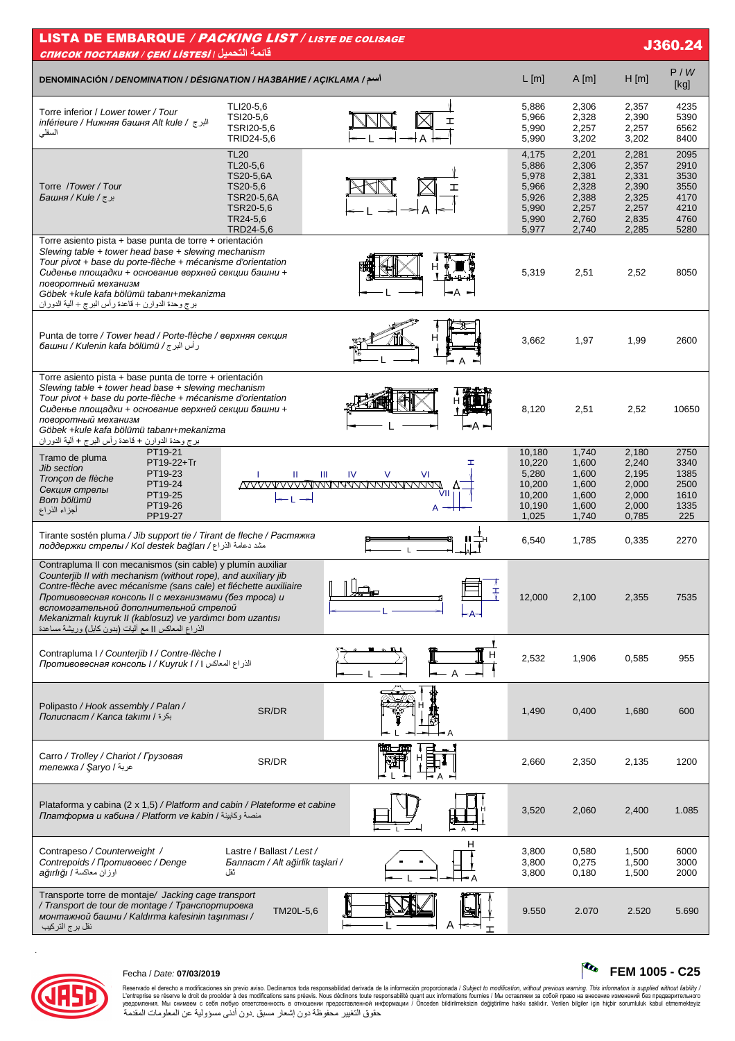# LISTA DE EMBARQUE / *PACKING LIST* / *LISTE DE COLISAGE*

*СПИСОК ПОСТАВКИ / ÇEKİ LİSTESİ /* قائمة التحميل

**J360.24**

| DENOMINACIÓN / *DENOMINATION / DÉSIGNATION / НАЗВАНИЕ / AÇIKLAMA /* اسم | | L [m] | A [m] | H [m] | P / *W* [kg] |
|---|---|---|---|---|---|
| Torre inferior / *Lower tower / Tour inférieure / Нижняя башня Alt kule /* البرج السفلي | TLI20-5,6<br>TSI20-5,6<br>TSRI20-5,6<br>TRID24-5,6 | 5,886<br>5,966<br>5,990<br>5,990 | 2,306<br>2,328<br>2,257<br>3,202 | 2,357<br>2,390<br>2,257<br>3,202 | 4235<br>5390<br>6562<br>8400 |
| Torre /*Tower / Tour Башня / Kule /* برج | TL20<br>TL20-5,6<br>TS20-5,6A<br>TS20-5,6<br>TSR20-5,6A<br>TSR20-5,6<br>TR24-5,6<br>TRD24-5,6 | 4,175<br>5,886<br>5,978<br>5,966<br>5,926<br>5,990<br>5,990<br>5,977 | 2,201<br>2,306<br>2,381<br>2,328<br>2,388<br>2,257<br>2,760<br>2,740 | 2,281<br>2,357<br>2,331<br>2,390<br>2,325<br>2,257<br>2,835<br>2,285 | 2095<br>2910<br>3530<br>3550<br>4170<br>4210<br>4760<br>5280 |
| Torre asiento pista + base punta de torre + orientación<br>*Slewing table + tower head base + slewing mechanism*<br>*Tour pivot + base du porte-flèche + mécanisme d'orientation*<br>*Сиденье площадки + основание верхней секции башни + поворотный механизм*<br>*Göbek +kule kafa bölümü tabanı+mekanizma*<br>برج وحدة الدوران + قاعدة رأس البرج + آلية الدوران | | 5,319 | 2,51 | 2,52 | 8050 |
| Punta de torre / *Tower head / Porte-flèche / верхняя секция башни / Kulenin kafa bölümü /* رأس البرج | | 3,662 | 1,97 | 1,99 | 2600 |
| Torre asiento pista + base punta de torre + orientación<br>*Slewing table + tower head base + slewing mechanism*<br>*Tour pivot + base du porte-flèche + mécanisme d'orientation*<br>*Сиденье площадки + основание верхней секции башни + поворотный механизм*<br>*Göbek +kule kafa bölümü tabanı+mekanizma*<br>برج وحدة الدوران + قاعدة رأس البرج + آلية الدوران | | 8,120 | 2,51 | 2,52 | 10650 |
| Tramo de pluma<br>*Jib section*<br>*Tronçon de flèche*<br>*Секция стрелы*<br>*Bom bölümü*<br>أجزاء الذراع | PT19-21<br>PT19-22+Tr<br>PT19-23<br>PT19-24<br>PT19-25<br>PT19-26<br>PP19-27 | 10,180<br>10,220<br>5,280<br>10,200<br>10,200<br>10,190<br>1,025 | 1,740<br>1,600<br>1,600<br>1,600<br>1,600<br>1,600<br>1,740 | 2,180<br>2,240<br>2,195<br>2,000<br>2,000<br>2,000<br>0,785 | 2750<br>3340<br>1385<br>2500<br>1610<br>1335<br>225 |
| Tirante sostén pluma / *Jib support tie / Tirant de fleche / Растяжка поддержки стрелы / Kol destek bağları /* شد دعامة الذراع | | 6,540 | 1,785 | 0,335 | 2270 |
| Contrapluma II con mecanismos (sin cable) y plumín auxiliar<br>*Counterjib II with mechanism (without rope), and auxiliary jib*<br>*Contre-flèche avec mécanisme (sans cale) et fléchette auxiliaire*<br>*Противовесная консоль II с механизмами (без троса) и вспомогательной дополнительной стрелой*<br>*Mekanizmalı kuyruk II (kablosuz) ve yardımcı bom uzantısı*<br>الذراع المعاكس II مع آليات (بدون كابل) وريشة مساعدة | | 12,000 | 2,100 | 2,355 | 7535 |
| Contrapluma I / *Counterjib I / Contre-flèche I Противовесная консоль I / Kuyruk I /* الذراع المعاكس I | | 2,532 | 1,906 | 0,585 | 955 |
| Polipasto / *Hook assembly / Palan / Полиспаст / Kanca takımı /* بكرة | SR/DR | 1,490 | 0,400 | 1,680 | 600 |
| Carro / *Trolley / Chariot / Грузовая тележка / Şaryo /* عربة | SR/DR | 2,660 | 2,350 | 2,135 | 1200 |
| Plataforma y cabina (2 x 1,5) / *Platform and cabin / Plateforme et cabine Платформа и кабина / Platform ve kabin /* منصة وكابينة | | 3,520 | 2,060 | 2,400 | 1.085 |
| Contrapeso / *Counterweight / Contrepoids / Противовес / Denge ağırlığı /* اوزان معاكسة | Lastre / *Ballast / Lest / Балласт / Alt ağırlık taşlari /* ثقل | 3,800<br>3,800<br>3,800 | 0,580<br>0,275<br>0,180 | 1,500<br>1,500<br>1,500 | 6000<br>3000<br>2000 |
| Transporte torre de montaje/ *Jacking cage transport / Transport de tour de montage / Транспортировка монтажной башни / Kaldırma kafesinin taşınması /* نقل برج التركيب | TM20L-5,6 | 9.550 | 2.070 | 2.520 | 5.690 |

Fecha / *Date:* **07/03/2019**

**FEM 1005 - C25**

Reservado el derecho a modificaciones sin previo aviso. Declinamos toda responsabilidad derivada de la información proporcionada / *Subject to modification, without previous warning. This information is supplied without liability /* L'entreprise se réserve le droit de procéder à des modifications sans préavis. Nous déclinons toute responsabilité quant aux informations fournies / Мы оставляем за собой право на внесение изменений без предварительного уведомления. Мы снимаем с себя любую ответственность в отношении предоставленной информации / Önceden bildirilmeksizin değiştirilme hakkı saklıdır. Verilen bilgiler için hiçbir sorumluluk kabul etmemekteyiz
حقوق التغيير محفوظة دون إشعار مسبق .دون أدنى مسؤولية عن المعلومات المقدمة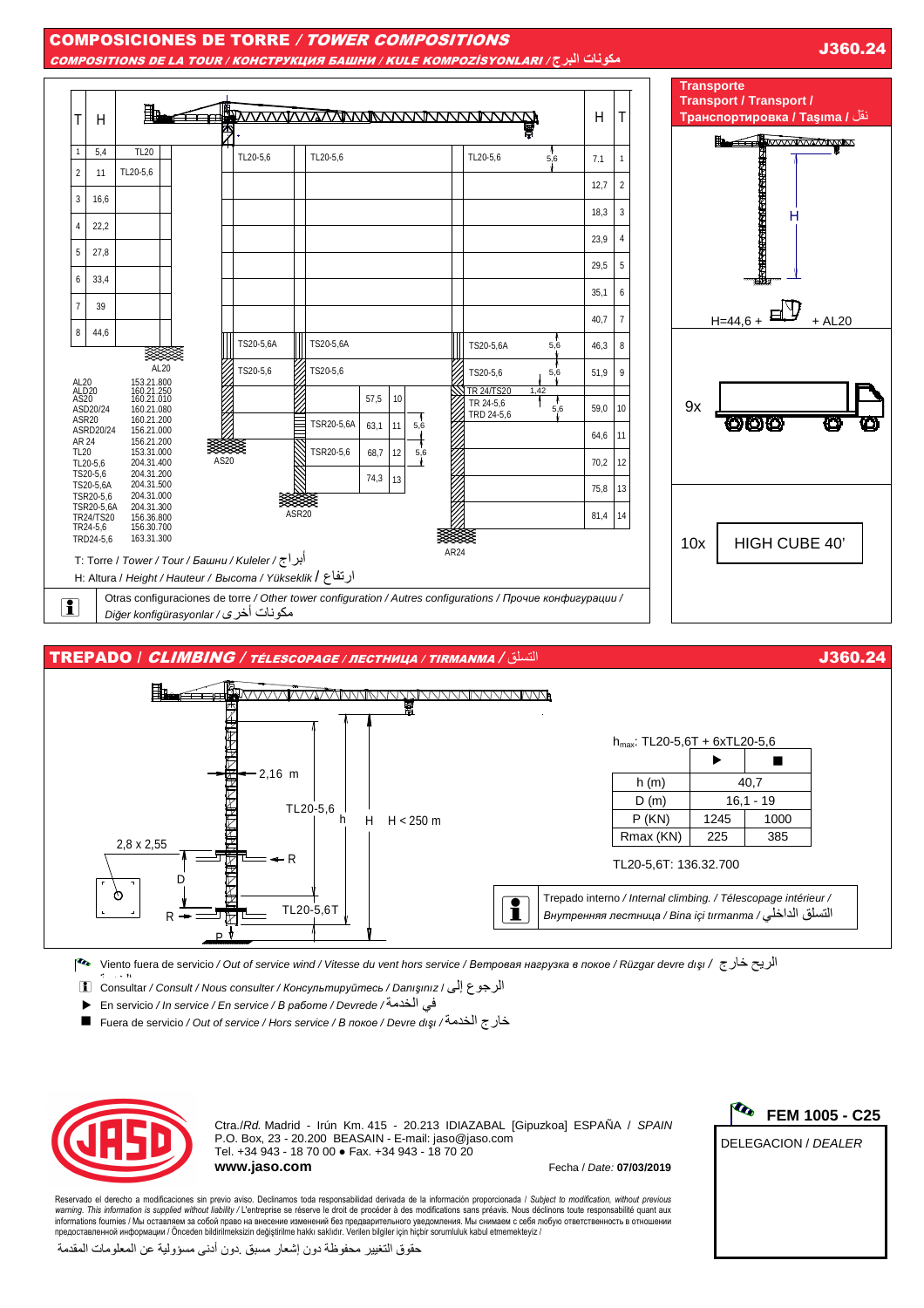# COMPOSICIONES DE TORRE / *TOWER COMPOSITIONS*

*COMPOSITIONS DE LA TOUR / КОНСТРУКЦИЯ БАШНИ / KULE KOMPOZİSYONLARI / مكونات البرج*

J360.24

| T | H | | | | H | T |
|---|---|---|---|---|---|---|
| 1 | 5,4 | TL20 | TL20-5,6 | TL20-5,6 | 7,1 | 1 |
| 2 | 11 | TL20-5,6 | | | 12,7 | 2 |
| 3 | 16,6 | | | | 18,3 | 3 |
| 4 | 22,2 | | | | 23,9 | 4 |
| 5 | 27,8 | | | | 29,5 | 5 |
| 6 | 33,4 | | | | 35,1 | 6 |
| 7 | 39 | | | | 40,7 | 7 |
| 8 | 44,6 | | TS20-5,6A | TS20-5,6A | 46,3 | 8 |
| | | AL20 | TS20-5,6 | TS20-5,6 | 51,9 | 9 |
| | | | | TR 24/TS20 1,42 / TR 24-5,6 / TRD 24-5,6 | 59,0 | 10 |
| | | | TSR20-5,6A | | 64,6 | 11 |
| | | | TSR20-5,6 | | 70,2 | 12 |
| | | | | | 75,8 | 13 |
| | | | ASR20 | | 81,4 | 14 |

AS20 — 57,5 (10) — 63,1 (11) — 68,7 (12) — 74,3 (13) — AR24 — 5,6

| | |
|---|---|
| AL20 | 153.21.800 |
| ALD20 | 160.21.250 |
| AS20 | 160.21.010 |
| ASD20/24 | 160.21.080 |
| ASR20 | 160.21.200 |
| ASRD20/24 | 156.21.000 |
| AR 24 | 156.21.200 |
| TL20 | 153.31.000 |
| TL20-5,6 | 204.31.400 |
| TS20-5,6 | 204.31.200 |
| TS20-5,6A | 204.31.500 |
| TSR20-5,6 | 204.31.000 |
| TSR20-5,6A | 204.31.300 |
| TR24/TS20 | 156.36.800 |
| TR24-5,6 | 156.30.700 |
| TRD24-5,6 | 163.31.300 |

T: Torre / *Tower / Tour / Башни / Kuleler /* أبراج

H: Altura / *Height / Hauteur / Высота / Yükseklik /* ارتفاع

Otras configuraciones de torre / *Other tower configuration / Autres configurations / Прочие конфигурации / Diğer konfigürasyonlar /* مكونات أخرى

**Transporte**
**Transport / Transport / Транспортировка / Taşıma /** نقل

H

H=44,6 + + AL20

9x

10x HIGH CUBE 40'

# TREPADO / *CLIMBING / TÉLESCOPAGE / ЛЕСТНИЦА / TIRMANMA /* التسلق

J360.24

2,16 m
TL20-5,6
h H H < 250 m
2,8 x 2,55
R
D
R
TL20-5,6T
P

$h_{max}$: TL20-5,6T + 6xTL20-5,6

| | ▶ | ■ |
|---|---|---|
| h (m) | 40,7 | |
| D (m) | 16,1 - 19 | |
| P (KN) | 1245 | 1000 |
| Rmax (KN) | 225 | 385 |

TL20-5,6T: 136.32.700

Trepado interno / *Internal climbing. / Télescopage intérieur / Внутренняя лестница / Bina içi tırmanma /* التسلق الداخلي

Viento fuera de servicio / *Out of service wind / Vitesse du vent hors service / Ветровая нагрузка в покое / Rüzgar devre dışı /* الريح خارج الخدمة

Consultar / *Consult / Nous consulter / Консультируйтесь / Danışınız /* الرجوع إلى

▶ En servicio / *In service / En service / В работе / Devrede /* في الخدمة

■ Fuera de servicio / *Out of service / Hors service / В покое / Devre dışı /* خارج الخدمة

Ctra./*Rd.* Madrid - Irún Km. 415 - 20.213 IDIAZABAL [Gipuzkoa] ESPAÑA / *SPAIN*
P.O. Box, 23 - 20.200 BEASAIN - E-mail: jaso@jaso.com
Tel. +34 943 - 18 70 00 • Fax. +34 943 - 18 70 20
**www.jaso.com**

Fecha / *Date:* **07/03/2019**

**FEM 1005 - C25**

DELEGACION / *DEALER*

Reservado el derecho a modificaciones sin previo aviso. Declinamos toda responsabilidad derivada de la información proporcionada / *Subject to modification, without previous warning. This information is supplied without liability /* L'entreprise se réserve le droit de procéder à des modifications sans préavis. Nous déclinons toute responsabilité quant aux informations fournies / Мы оставляем за собой право на внесение изменений без предварительного уведомления. Мы снимаем с себя любую ответственность в отношении предоставленной информации / Önceden bildirilmeksizin değiştirilme hakkı saklıdır. Verilen bilgiler için hiçbir sorumluluk kabul etmemekteyiz /

حقوق التغيير محفوظة دون إشعار مسبق .دون أدنى مسؤولية عن المعلومات المقدمة